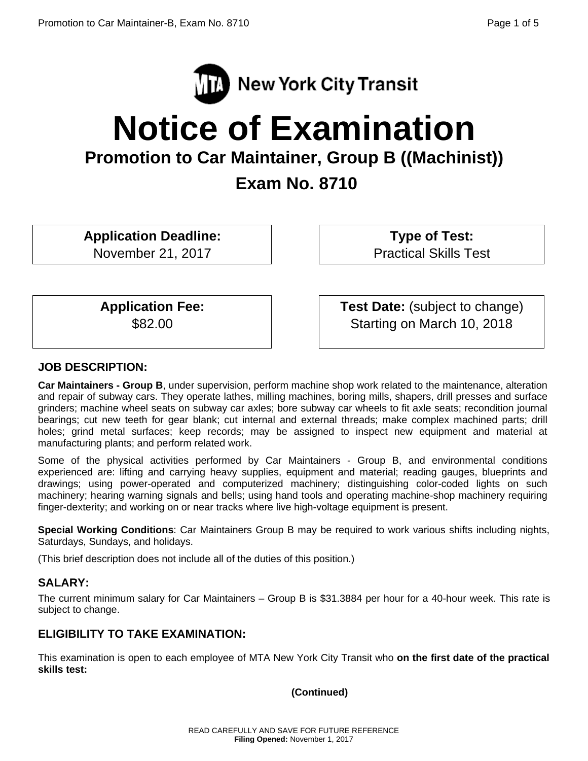New York City Transit

# Notice of Examination

## Promotion to Car Maintainer, Group B ((Machinist))

## Exam No. 8710

| **Application Deadline:** | **Type of Test:** |
| --- | --- |
| November 21, 2017 | Practical Skills Test |
| **Application Fee:** | **Test Date:** (subject to change) |
| $82.00 | Starting on March 10, 2018 |

### JOB DESCRIPTION:

**Car Maintainers - Group B**, under supervision, perform machine shop work related to the maintenance, alteration and repair of subway cars. They operate lathes, milling machines, boring mills, shapers, drill presses and surface grinders; machine wheel seats on subway car axles; bore subway car wheels to fit axle seats; recondition journal bearings; cut new teeth for gear blank; cut internal and external threads; make complex machined parts; drill holes; grind metal surfaces; keep records; may be assigned to inspect new equipment and material at manufacturing plants; and perform related work.

Some of the physical activities performed by Car Maintainers - Group B, and environmental conditions experienced are: lifting and carrying heavy supplies, equipment and material; reading gauges, blueprints and drawings; using power-operated and computerized machinery; distinguishing color-coded lights on such machinery; hearing warning signals and bells; using hand tools and operating machine-shop machinery requiring finger-dexterity; and working on or near tracks where live high-voltage equipment is present.

**Special Working Conditions**: Car Maintainers Group B may be required to work various shifts including nights, Saturdays, Sundays, and holidays.

(This brief description does not include all of the duties of this position.)

### SALARY:

The current minimum salary for Car Maintainers – Group B is $31.3884 per hour for a 40-hour week. This rate is subject to change.

### ELIGIBILITY TO TAKE EXAMINATION:

This examination is open to each employee of MTA New York City Transit who **on the first date of the practical skills test:**

**(Continued)**

READ CAREFULLY AND SAVE FOR FUTURE REFERENCE
**Filing Opened:** November 1, 2017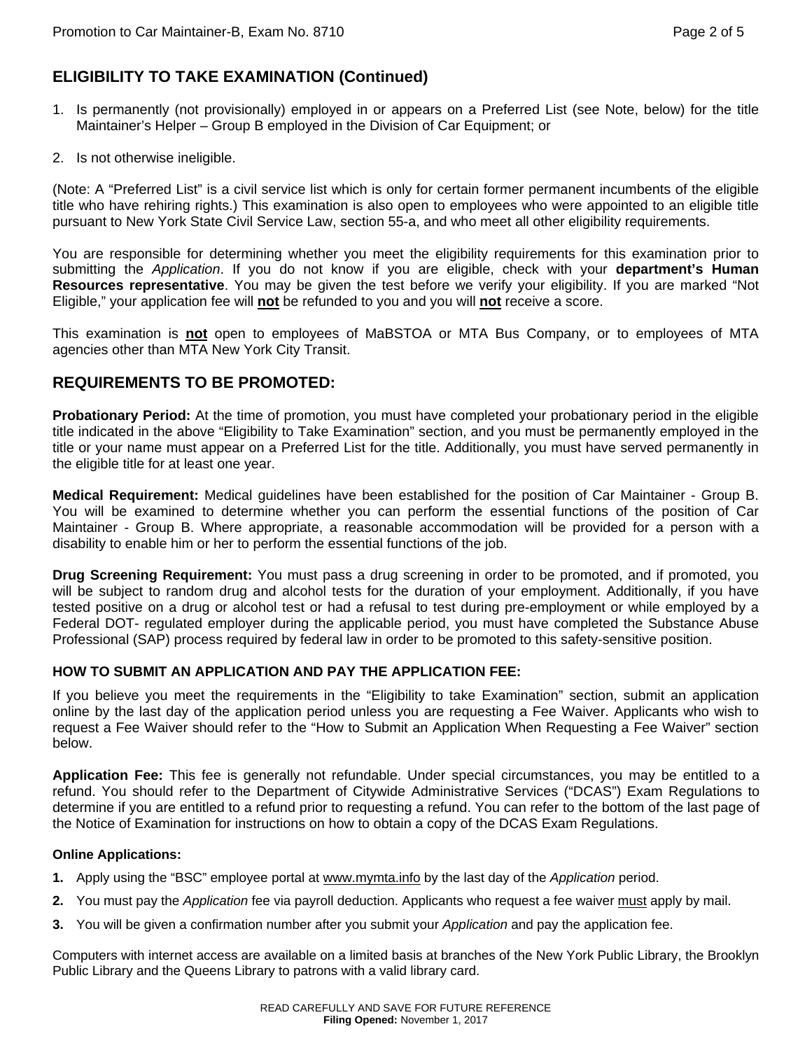## ELIGIBILITY TO TAKE EXAMINATION (Continued)

1. Is permanently (not provisionally) employed in or appears on a Preferred List (see Note, below) for the title Maintainer's Helper – Group B employed in the Division of Car Equipment; or
2. Is not otherwise ineligible.

(Note: A "Preferred List" is a civil service list which is only for certain former permanent incumbents of the eligible title who have rehiring rights.) This examination is also open to employees who were appointed to an eligible title pursuant to New York State Civil Service Law, section 55-a, and who meet all other eligibility requirements.

You are responsible for determining whether you meet the eligibility requirements for this examination prior to submitting the *Application*. If you do not know if you are eligible, check with your **department's Human Resources representative**. You may be given the test before we verify your eligibility. If you are marked "Not Eligible," your application fee will **not** be refunded to you and you will **not** receive a score.

This examination is **not** open to employees of MaBSTOA or MTA Bus Company, or to employees of MTA agencies other than MTA New York City Transit.

## REQUIREMENTS TO BE PROMOTED:

**Probationary Period:** At the time of promotion, you must have completed your probationary period in the eligible title indicated in the above "Eligibility to Take Examination" section, and you must be permanently employed in the title or your name must appear on a Preferred List for the title. Additionally, you must have served permanently in the eligible title for at least one year.

**Medical Requirement:** Medical guidelines have been established for the position of Car Maintainer - Group B. You will be examined to determine whether you can perform the essential functions of the position of Car Maintainer - Group B. Where appropriate, a reasonable accommodation will be provided for a person with a disability to enable him or her to perform the essential functions of the job.

**Drug Screening Requirement:** You must pass a drug screening in order to be promoted, and if promoted, you will be subject to random drug and alcohol tests for the duration of your employment. Additionally, if you have tested positive on a drug or alcohol test or had a refusal to test during pre-employment or while employed by a Federal DOT- regulated employer during the applicable period, you must have completed the Substance Abuse Professional (SAP) process required by federal law in order to be promoted to this safety-sensitive position.

### HOW TO SUBMIT AN APPLICATION AND PAY THE APPLICATION FEE:

If you believe you meet the requirements in the "Eligibility to take Examination" section, submit an application online by the last day of the application period unless you are requesting a Fee Waiver. Applicants who wish to request a Fee Waiver should refer to the "How to Submit an Application When Requesting a Fee Waiver" section below.

**Application Fee:** This fee is generally not refundable. Under special circumstances, you may be entitled to a refund. You should refer to the Department of Citywide Administrative Services ("DCAS") Exam Regulations to determine if you are entitled to a refund prior to requesting a refund. You can refer to the bottom of the last page of the Notice of Examination for instructions on how to obtain a copy of the DCAS Exam Regulations.

**Online Applications:**

1. Apply using the "BSC" employee portal at www.mymta.info by the last day of the *Application* period.
2. You must pay the *Application* fee via payroll deduction. Applicants who request a fee waiver must apply by mail.
3. You will be given a confirmation number after you submit your *Application* and pay the application fee.

Computers with internet access are available on a limited basis at branches of the New York Public Library, the Brooklyn Public Library and the Queens Library to patrons with a valid library card.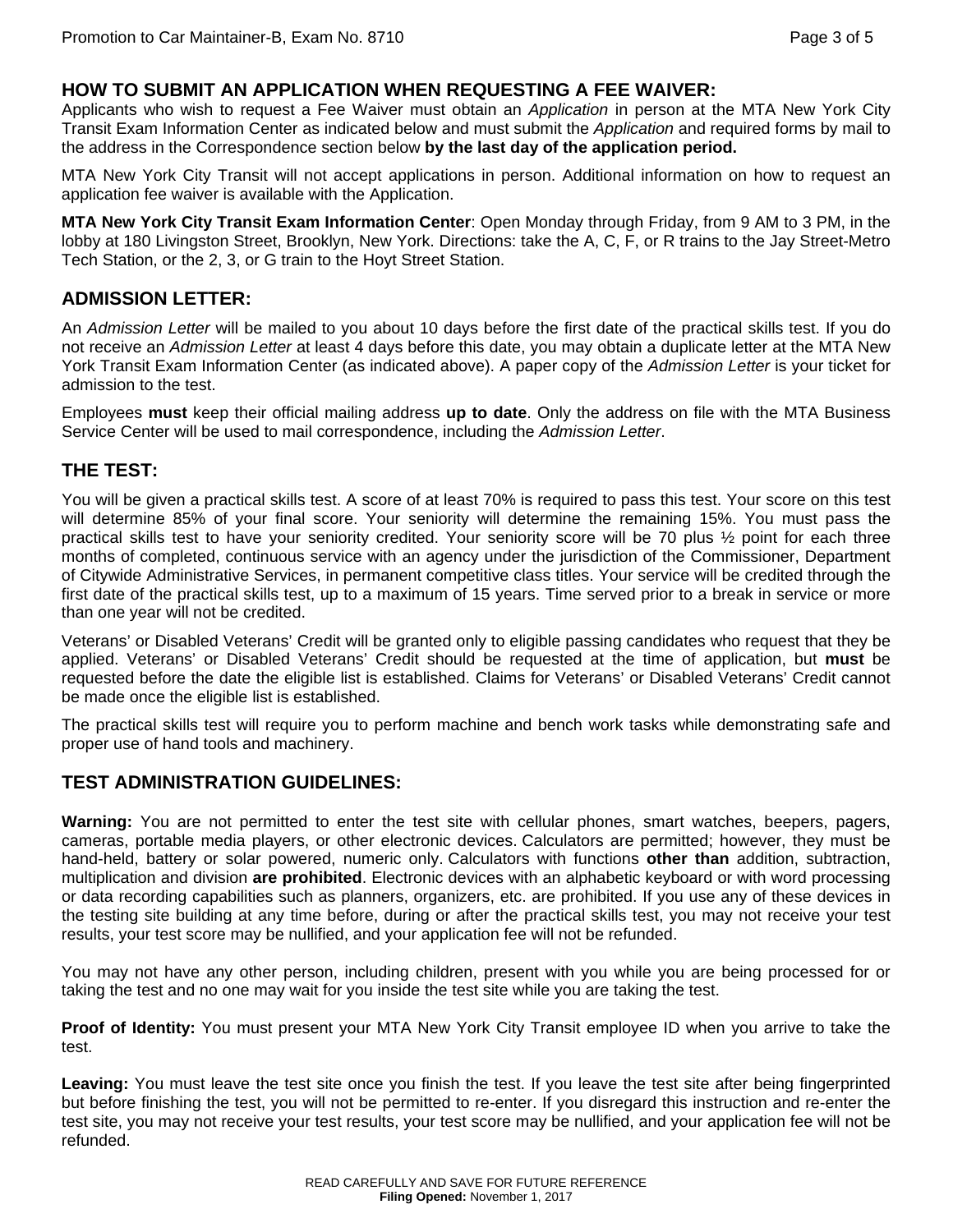## HOW TO SUBMIT AN APPLICATION WHEN REQUESTING A FEE WAIVER:

Applicants who wish to request a Fee Waiver must obtain an *Application* in person at the MTA New York City Transit Exam Information Center as indicated below and must submit the *Application* and required forms by mail to the address in the Correspondence section below **by the last day of the application period.**

MTA New York City Transit will not accept applications in person. Additional information on how to request an application fee waiver is available with the Application.

**MTA New York City Transit Exam Information Center**: Open Monday through Friday, from 9 AM to 3 PM, in the lobby at 180 Livingston Street, Brooklyn, New York. Directions: take the A, C, F, or R trains to the Jay Street-Metro Tech Station, or the 2, 3, or G train to the Hoyt Street Station.

## ADMISSION LETTER:

An *Admission Letter* will be mailed to you about 10 days before the first date of the practical skills test. If you do not receive an *Admission Letter* at least 4 days before this date, you may obtain a duplicate letter at the MTA New York Transit Exam Information Center (as indicated above). A paper copy of the *Admission Letter* is your ticket for admission to the test.

Employees **must** keep their official mailing address **up to date**. Only the address on file with the MTA Business Service Center will be used to mail correspondence, including the *Admission Letter*.

## THE TEST:

You will be given a practical skills test. A score of at least 70% is required to pass this test. Your score on this test will determine 85% of your final score. Your seniority will determine the remaining 15%. You must pass the practical skills test to have your seniority credited. Your seniority score will be 70 plus ½ point for each three months of completed, continuous service with an agency under the jurisdiction of the Commissioner, Department of Citywide Administrative Services, in permanent competitive class titles. Your service will be credited through the first date of the practical skills test, up to a maximum of 15 years. Time served prior to a break in service or more than one year will not be credited.

Veterans' or Disabled Veterans' Credit will be granted only to eligible passing candidates who request that they be applied. Veterans' or Disabled Veterans' Credit should be requested at the time of application, but **must** be requested before the date the eligible list is established. Claims for Veterans' or Disabled Veterans' Credit cannot be made once the eligible list is established.

The practical skills test will require you to perform machine and bench work tasks while demonstrating safe and proper use of hand tools and machinery.

## TEST ADMINISTRATION GUIDELINES:

**Warning:** You are not permitted to enter the test site with cellular phones, smart watches, beepers, pagers, cameras, portable media players, or other electronic devices. Calculators are permitted; however, they must be hand-held, battery or solar powered, numeric only. Calculators with functions **other than** addition, subtraction, multiplication and division **are prohibited**. Electronic devices with an alphabetic keyboard or with word processing or data recording capabilities such as planners, organizers, etc. are prohibited. If you use any of these devices in the testing site building at any time before, during or after the practical skills test, you may not receive your test results, your test score may be nullified, and your application fee will not be refunded.

You may not have any other person, including children, present with you while you are being processed for or taking the test and no one may wait for you inside the test site while you are taking the test.

**Proof of Identity:** You must present your MTA New York City Transit employee ID when you arrive to take the test.

**Leaving:** You must leave the test site once you finish the test. If you leave the test site after being fingerprinted but before finishing the test, you will not be permitted to re-enter. If you disregard this instruction and re-enter the test site, you may not receive your test results, your test score may be nullified, and your application fee will not be refunded.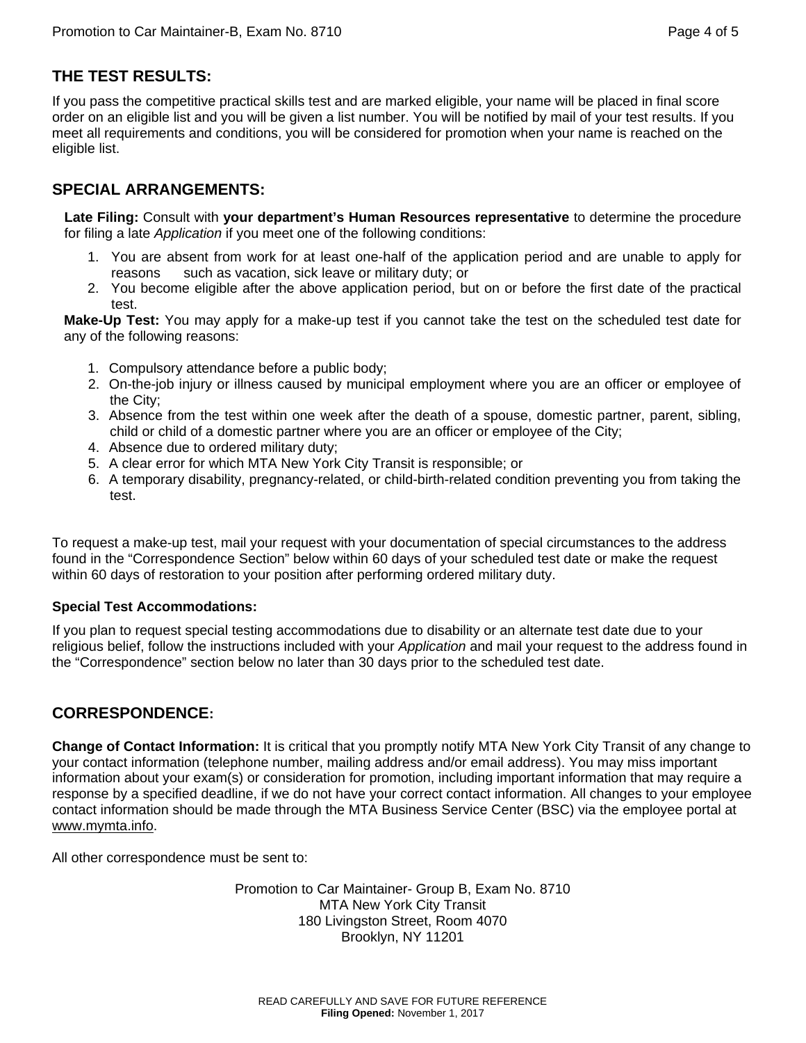## THE TEST RESULTS:

If you pass the competitive practical skills test and are marked eligible, your name will be placed in final score order on an eligible list and you will be given a list number. You will be notified by mail of your test results. If you meet all requirements and conditions, you will be considered for promotion when your name is reached on the eligible list.

## SPECIAL ARRANGEMENTS:

**Late Filing:** Consult with **your department's Human Resources representative** to determine the procedure for filing a late *Application* if you meet one of the following conditions:

1. You are absent from work for at least one-half of the application period and are unable to apply for reasons such as vacation, sick leave or military duty; or
2. You become eligible after the above application period, but on or before the first date of the practical test.

**Make-Up Test:** You may apply for a make-up test if you cannot take the test on the scheduled test date for any of the following reasons:

1. Compulsory attendance before a public body;
2. On-the-job injury or illness caused by municipal employment where you are an officer or employee of the City;
3. Absence from the test within one week after the death of a spouse, domestic partner, parent, sibling, child or child of a domestic partner where you are an officer or employee of the City;
4. Absence due to ordered military duty;
5. A clear error for which MTA New York City Transit is responsible; or
6. A temporary disability, pregnancy-related, or child-birth-related condition preventing you from taking the test.

To request a make-up test, mail your request with your documentation of special circumstances to the address found in the "Correspondence Section" below within 60 days of your scheduled test date or make the request within 60 days of restoration to your position after performing ordered military duty.

**Special Test Accommodations:**

If you plan to request special testing accommodations due to disability or an alternate test date due to your religious belief, follow the instructions included with your *Application* and mail your request to the address found in the "Correspondence" section below no later than 30 days prior to the scheduled test date.

## CORRESPONDENCE:

**Change of Contact Information:** It is critical that you promptly notify MTA New York City Transit of any change to your contact information (telephone number, mailing address and/or email address). You may miss important information about your exam(s) or consideration for promotion, including important information that may require a response by a specified deadline, if we do not have your correct contact information. All changes to your employee contact information should be made through the MTA Business Service Center (BSC) via the employee portal at www.mymta.info.

All other correspondence must be sent to:

Promotion to Car Maintainer- Group B, Exam No. 8710
MTA New York City Transit
180 Livingston Street, Room 4070
Brooklyn, NY 11201

READ CAREFULLY AND SAVE FOR FUTURE REFERENCE
**Filing Opened:** November 1, 2017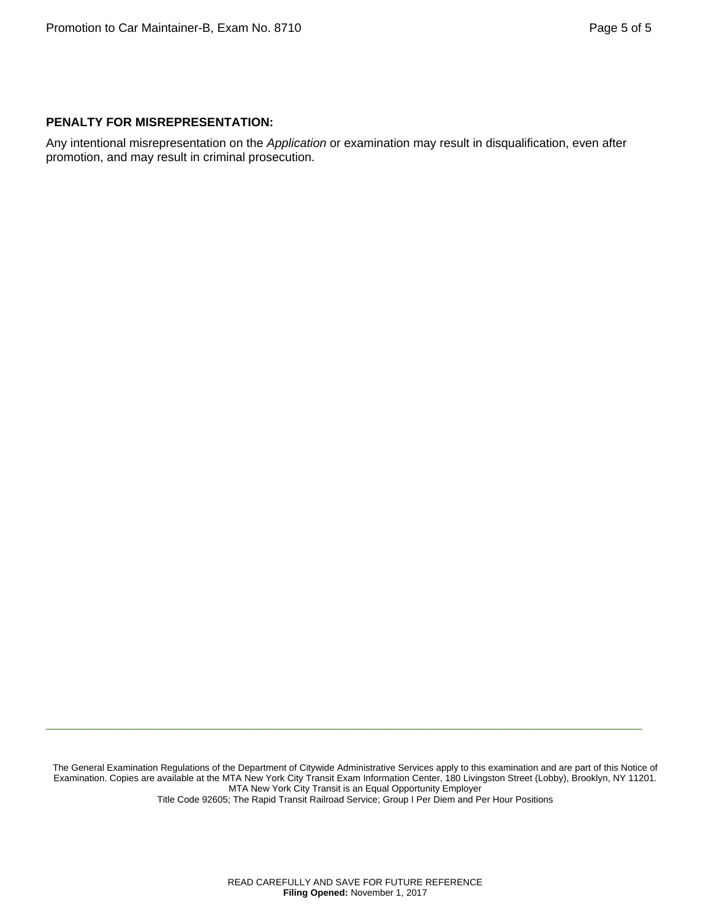**PENALTY FOR MISREPRESENTATION:**

Any intentional misrepresentation on the *Application* or examination may result in disqualification, even after promotion, and may result in criminal prosecution.

The General Examination Regulations of the Department of Citywide Administrative Services apply to this examination and are part of this Notice of Examination. Copies are available at the MTA New York City Transit Exam Information Center, 180 Livingston Street (Lobby), Brooklyn, NY 11201.
MTA New York City Transit is an Equal Opportunity Employer
Title Code 92605; The Rapid Transit Railroad Service; Group I Per Diem and Per Hour Positions

READ CAREFULLY AND SAVE FOR FUTURE REFERENCE
**Filing Opened:** November 1, 2017